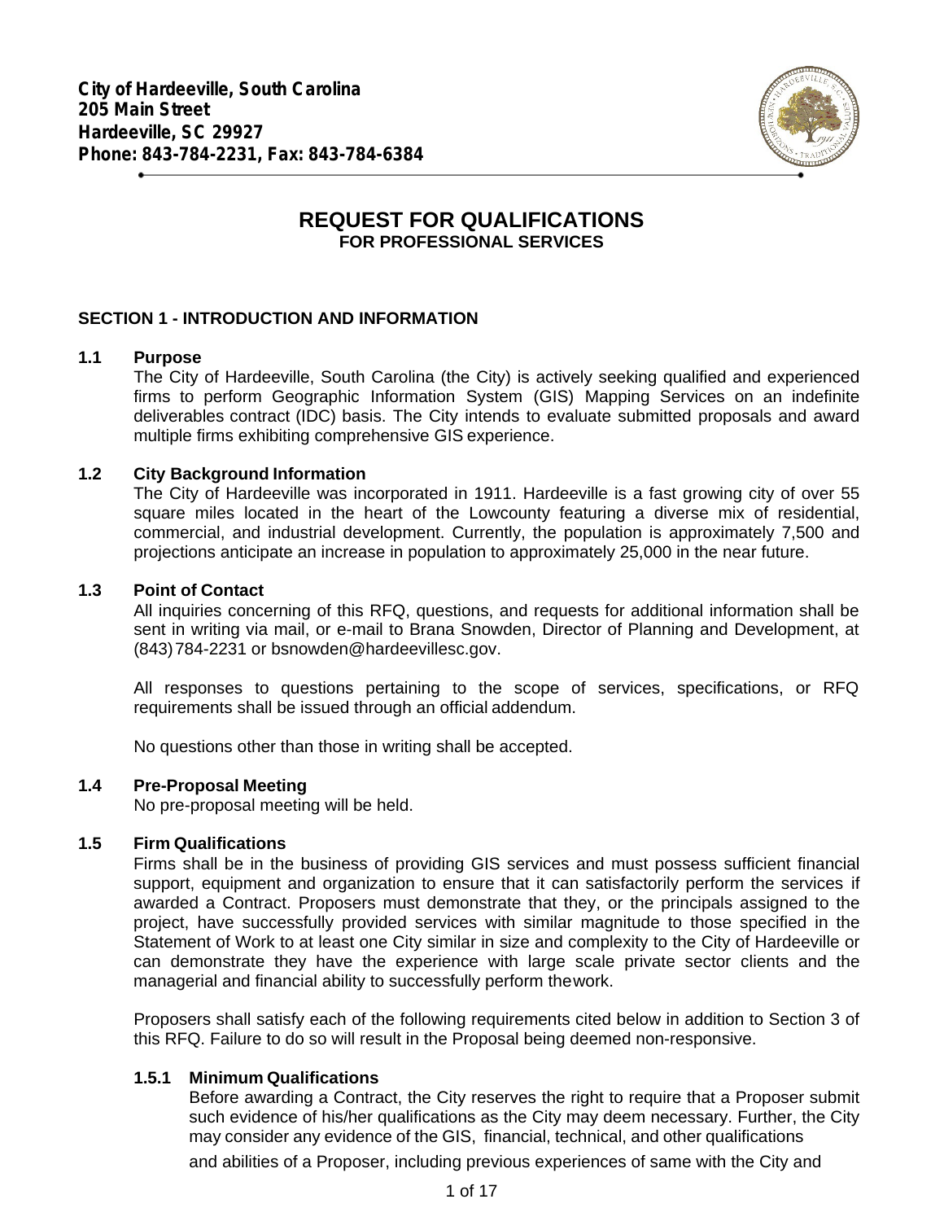**City of Hardeeville, South Carolina**
**205 Main Street**
**Hardeeville, SC 29927**
**Phone: 843-784-2231, Fax: 843-784-6384**

# REQUEST FOR QUALIFICATIONS

**FOR PROFESSIONAL SERVICES**

## SECTION 1 - INTRODUCTION AND INFORMATION

### 1.1 Purpose

The City of Hardeeville, South Carolina (the City) is actively seeking qualified and experienced firms to perform Geographic Information System (GIS) Mapping Services on an indefinite deliverables contract (IDC) basis. The City intends to evaluate submitted proposals and award multiple firms exhibiting comprehensive GIS experience.

### 1.2 City Background Information

The City of Hardeeville was incorporated in 1911. Hardeeville is a fast growing city of over 55 square miles located in the heart of the Lowcounty featuring a diverse mix of residential, commercial, and industrial development. Currently, the population is approximately 7,500 and projections anticipate an increase in population to approximately 25,000 in the near future.

### 1.3 Point of Contact

All inquiries concerning of this RFQ, questions, and requests for additional information shall be sent in writing via mail, or e-mail to Brana Snowden, Director of Planning and Development, at (843) 784-2231 or bsnowden@hardeevillesc.gov.

All responses to questions pertaining to the scope of services, specifications, or RFQ requirements shall be issued through an official addendum.

No questions other than those in writing shall be accepted.

### 1.4 Pre-Proposal Meeting

No pre-proposal meeting will be held.

### 1.5 Firm Qualifications

Firms shall be in the business of providing GIS services and must possess sufficient financial support, equipment and organization to ensure that it can satisfactorily perform the services if awarded a Contract. Proposers must demonstrate that they, or the principals assigned to the project, have successfully provided services with similar magnitude to those specified in the Statement of Work to at least one City similar in size and complexity to the City of Hardeeville or can demonstrate they have the experience with large scale private sector clients and the managerial and financial ability to successfully perform the work.

Proposers shall satisfy each of the following requirements cited below in addition to Section 3 of this RFQ. Failure to do so will result in the Proposal being deemed non-responsive.

#### 1.5.1 Minimum Qualifications

Before awarding a Contract, the City reserves the right to require that a Proposer submit such evidence of his/her qualifications as the City may deem necessary. Further, the City may consider any evidence of the GIS, financial, technical, and other qualifications and abilities of a Proposer, including previous experiences of same with the City and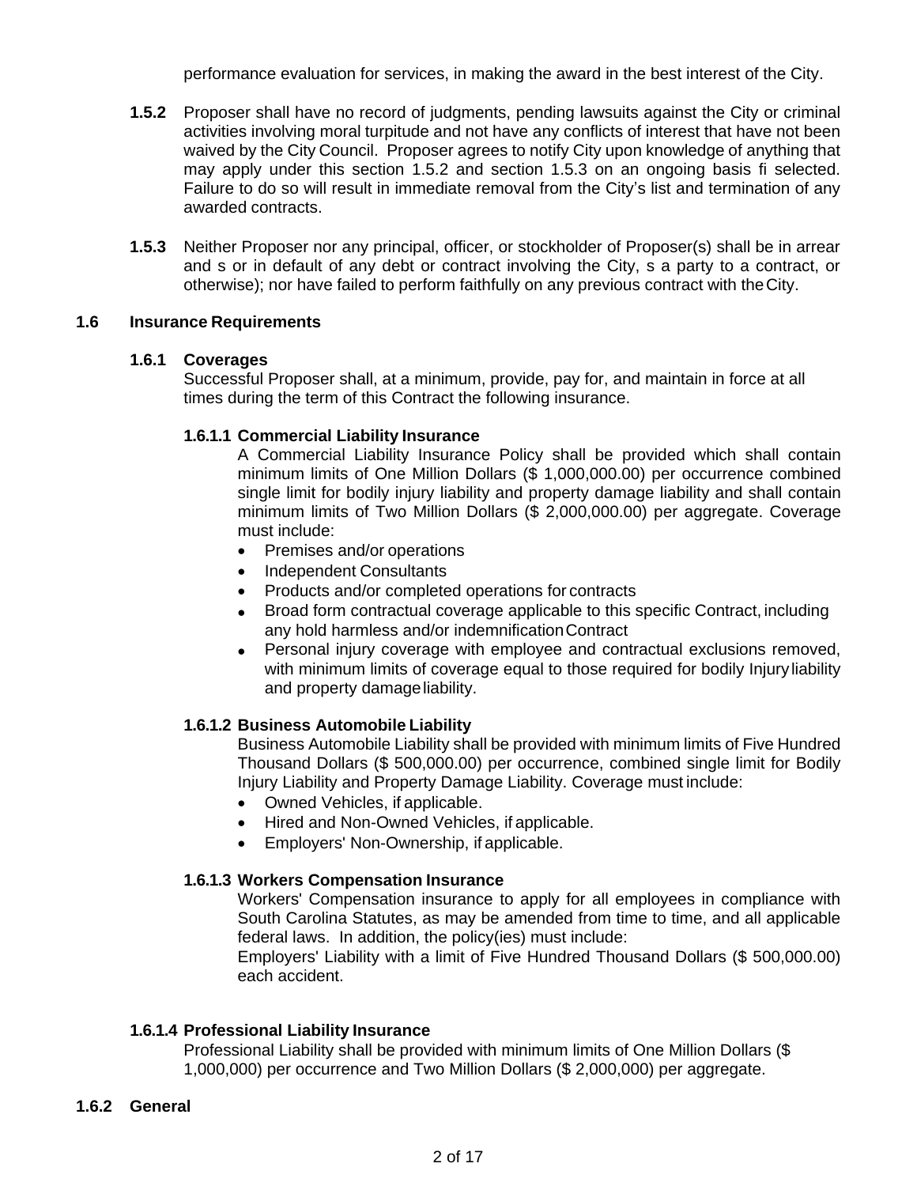performance evaluation for services, in making the award in the best interest of the City.

**1.5.2** Proposer shall have no record of judgments, pending lawsuits against the City or criminal activities involving moral turpitude and not have any conflicts of interest that have not been waived by the City Council. Proposer agrees to notify City upon knowledge of anything that may apply under this section 1.5.2 and section 1.5.3 on an ongoing basis fi selected. Failure to do so will result in immediate removal from the City's list and termination of any awarded contracts.

**1.5.3** Neither Proposer nor any principal, officer, or stockholder of Proposer(s) shall be in arrear and s or in default of any debt or contract involving the City, s a party to a contract, or otherwise); nor have failed to perform faithfully on any previous contract with the City.

## 1.6 Insurance Requirements

### 1.6.1 Coverages

Successful Proposer shall, at a minimum, provide, pay for, and maintain in force at all times during the term of this Contract the following insurance.

#### 1.6.1.1 Commercial Liability Insurance

A Commercial Liability Insurance Policy shall be provided which shall contain minimum limits of One Million Dollars ($ 1,000,000.00) per occurrence combined single limit for bodily injury liability and property damage liability and shall contain minimum limits of Two Million Dollars ($ 2,000,000.00) per aggregate. Coverage must include:

- Premises and/or operations
- Independent Consultants
- Products and/or completed operations for contracts
- Broad form contractual coverage applicable to this specific Contract, including any hold harmless and/or indemnification Contract
- Personal injury coverage with employee and contractual exclusions removed, with minimum limits of coverage equal to those required for bodily Injury liability and property damage liability.

#### 1.6.1.2 Business Automobile Liability

Business Automobile Liability shall be provided with minimum limits of Five Hundred Thousand Dollars ($ 500,000.00) per occurrence, combined single limit for Bodily Injury Liability and Property Damage Liability. Coverage must include:

- Owned Vehicles, if applicable.
- Hired and Non-Owned Vehicles, if applicable.
- Employers' Non-Ownership, if applicable.

#### 1.6.1.3 Workers Compensation Insurance

Workers' Compensation insurance to apply for all employees in compliance with South Carolina Statutes, as may be amended from time to time, and all applicable federal laws. In addition, the policy(ies) must include:

Employers' Liability with a limit of Five Hundred Thousand Dollars ($ 500,000.00) each accident.

#### 1.6.1.4 Professional Liability Insurance

Professional Liability shall be provided with minimum limits of One Million Dollars ($ 1,000,000) per occurrence and Two Million Dollars ($ 2,000,000) per aggregate.

### 1.6.2 General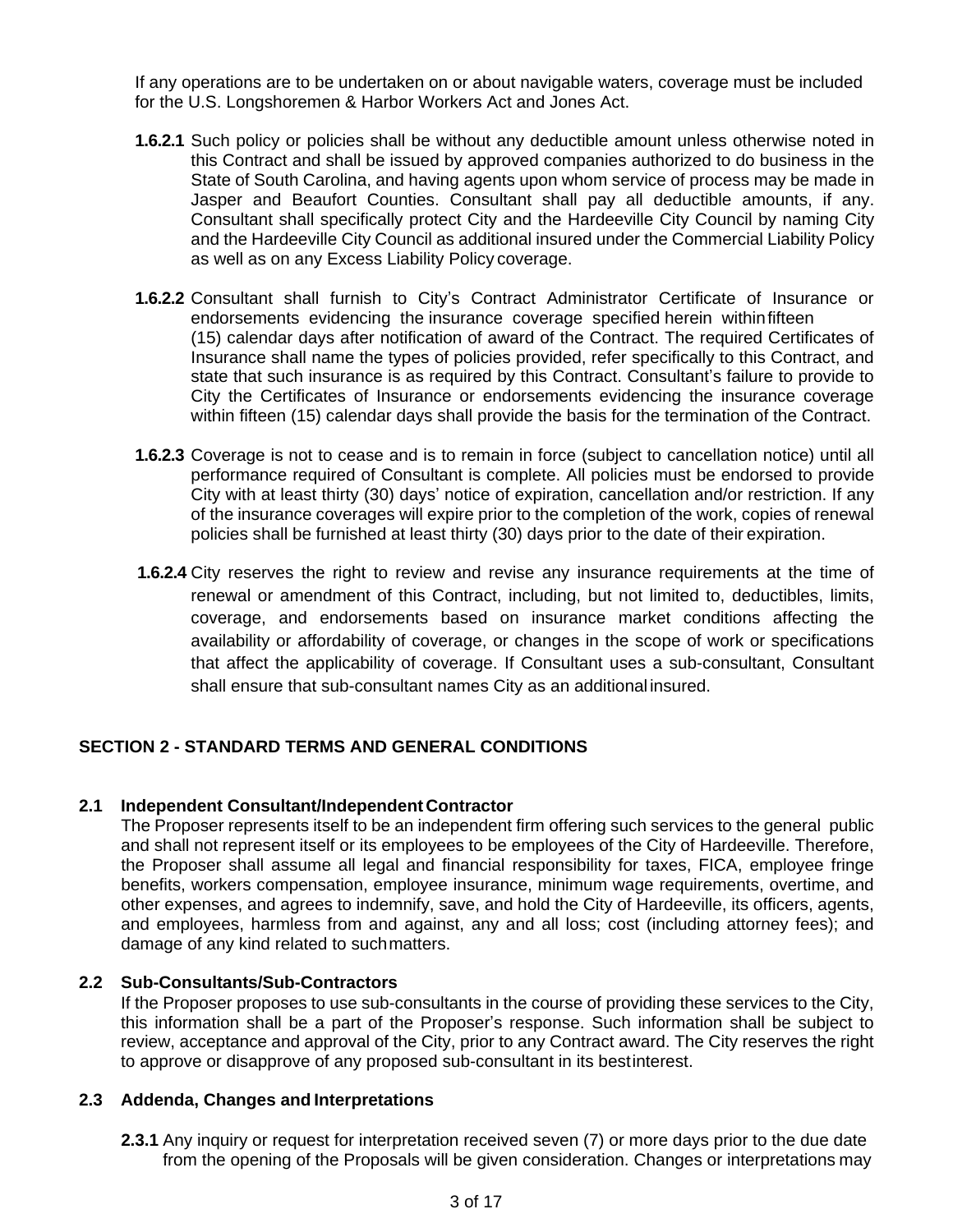If any operations are to be undertaken on or about navigable waters, coverage must be included for the U.S. Longshoremen & Harbor Workers Act and Jones Act.

**1.6.2.1** Such policy or policies shall be without any deductible amount unless otherwise noted in this Contract and shall be issued by approved companies authorized to do business in the State of South Carolina, and having agents upon whom service of process may be made in Jasper and Beaufort Counties. Consultant shall pay all deductible amounts, if any. Consultant shall specifically protect City and the Hardeeville City Council by naming City and the Hardeeville City Council as additional insured under the Commercial Liability Policy as well as on any Excess Liability Policy coverage.

**1.6.2.2** Consultant shall furnish to City's Contract Administrator Certificate of Insurance or endorsements evidencing the insurance coverage specified herein within fifteen (15) calendar days after notification of award of the Contract. The required Certificates of Insurance shall name the types of policies provided, refer specifically to this Contract, and state that such insurance is as required by this Contract. Consultant's failure to provide to City the Certificates of Insurance or endorsements evidencing the insurance coverage within fifteen (15) calendar days shall provide the basis for the termination of the Contract.

**1.6.2.3** Coverage is not to cease and is to remain in force (subject to cancellation notice) until all performance required of Consultant is complete. All policies must be endorsed to provide City with at least thirty (30) days' notice of expiration, cancellation and/or restriction. If any of the insurance coverages will expire prior to the completion of the work, copies of renewal policies shall be furnished at least thirty (30) days prior to the date of their expiration.

**1.6.2.4** City reserves the right to review and revise any insurance requirements at the time of renewal or amendment of this Contract, including, but not limited to, deductibles, limits, coverage, and endorsements based on insurance market conditions affecting the availability or affordability of coverage, or changes in the scope of work or specifications that affect the applicability of coverage. If Consultant uses a sub-consultant, Consultant shall ensure that sub-consultant names City as an additional insured.

## SECTION 2 - STANDARD TERMS AND GENERAL CONDITIONS

### 2.1 Independent Consultant/Independent Contractor

The Proposer represents itself to be an independent firm offering such services to the general public and shall not represent itself or its employees to be employees of the City of Hardeeville. Therefore, the Proposer shall assume all legal and financial responsibility for taxes, FICA, employee fringe benefits, workers compensation, employee insurance, minimum wage requirements, overtime, and other expenses, and agrees to indemnify, save, and hold the City of Hardeeville, its officers, agents, and employees, harmless from and against, any and all loss; cost (including attorney fees); and damage of any kind related to such matters.

### 2.2 Sub-Consultants/Sub-Contractors

If the Proposer proposes to use sub-consultants in the course of providing these services to the City, this information shall be a part of the Proposer's response. Such information shall be subject to review, acceptance and approval of the City, prior to any Contract award. The City reserves the right to approve or disapprove of any proposed sub-consultant in its best interest.

### 2.3 Addenda, Changes and Interpretations

**2.3.1** Any inquiry or request for interpretation received seven (7) or more days prior to the due date from the opening of the Proposals will be given consideration. Changes or interpretations may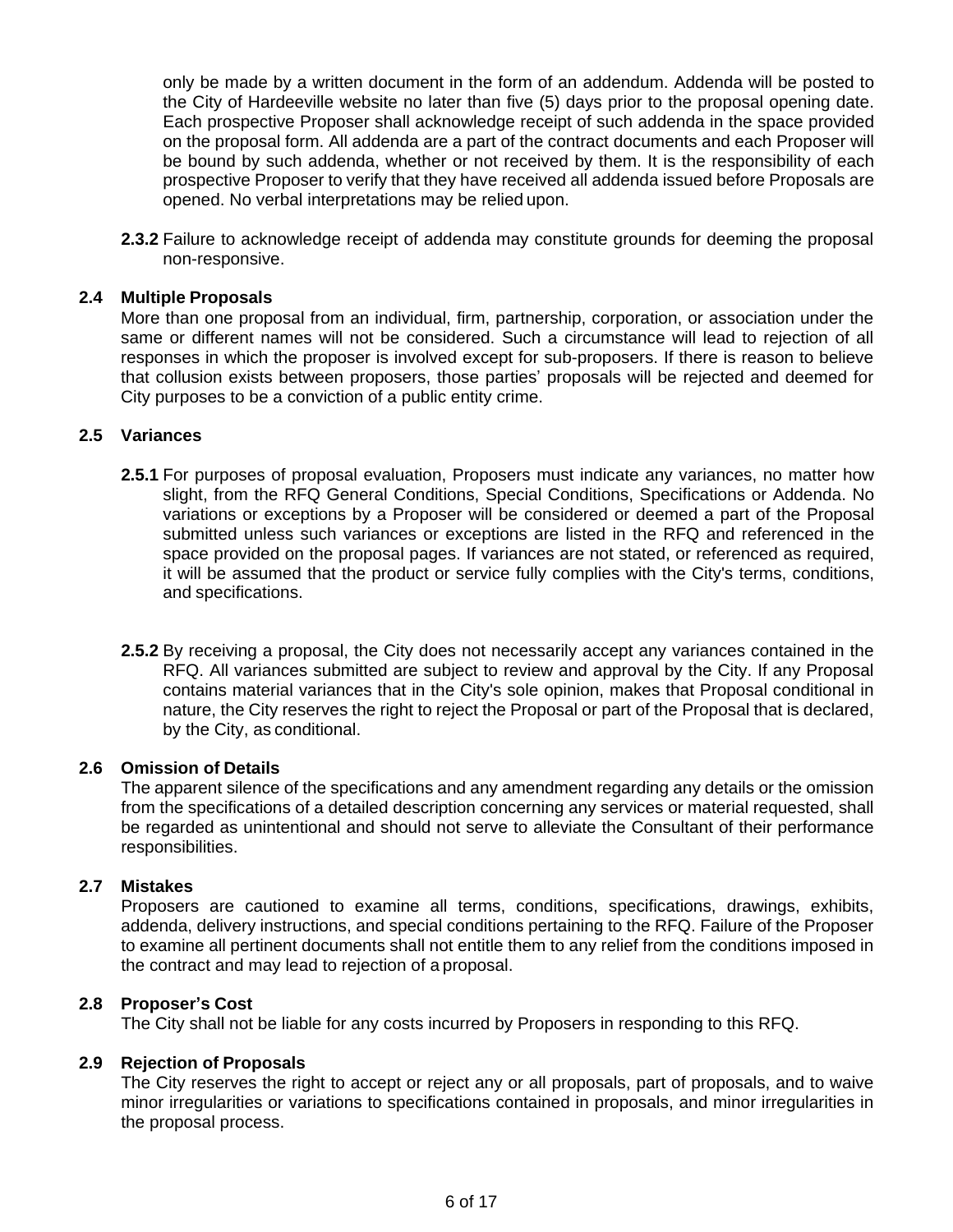only be made by a written document in the form of an addendum. Addenda will be posted to the City of Hardeeville website no later than five (5) days prior to the proposal opening date. Each prospective Proposer shall acknowledge receipt of such addenda in the space provided on the proposal form. All addenda are a part of the contract documents and each Proposer will be bound by such addenda, whether or not received by them. It is the responsibility of each prospective Proposer to verify that they have received all addenda issued before Proposals are opened. No verbal interpretations may be relied upon.

**2.3.2** Failure to acknowledge receipt of addenda may constitute grounds for deeming the proposal non-responsive.

### 2.4 Multiple Proposals

More than one proposal from an individual, firm, partnership, corporation, or association under the same or different names will not be considered. Such a circumstance will lead to rejection of all responses in which the proposer is involved except for sub-proposers. If there is reason to believe that collusion exists between proposers, those parties' proposals will be rejected and deemed for City purposes to be a conviction of a public entity crime.

### 2.5 Variances

**2.5.1** For purposes of proposal evaluation, Proposers must indicate any variances, no matter how slight, from the RFQ General Conditions, Special Conditions, Specifications or Addenda. No variations or exceptions by a Proposer will be considered or deemed a part of the Proposal submitted unless such variances or exceptions are listed in the RFQ and referenced in the space provided on the proposal pages. If variances are not stated, or referenced as required, it will be assumed that the product or service fully complies with the City's terms, conditions, and specifications.

**2.5.2** By receiving a proposal, the City does not necessarily accept any variances contained in the RFQ. All variances submitted are subject to review and approval by the City. If any Proposal contains material variances that in the City's sole opinion, makes that Proposal conditional in nature, the City reserves the right to reject the Proposal or part of the Proposal that is declared, by the City, as conditional.

### 2.6 Omission of Details

The apparent silence of the specifications and any amendment regarding any details or the omission from the specifications of a detailed description concerning any services or material requested, shall be regarded as unintentional and should not serve to alleviate the Consultant of their performance responsibilities.

### 2.7 Mistakes

Proposers are cautioned to examine all terms, conditions, specifications, drawings, exhibits, addenda, delivery instructions, and special conditions pertaining to the RFQ. Failure of the Proposer to examine all pertinent documents shall not entitle them to any relief from the conditions imposed in the contract and may lead to rejection of a proposal.

### 2.8 Proposer's Cost

The City shall not be liable for any costs incurred by Proposers in responding to this RFQ.

### 2.9 Rejection of Proposals

The City reserves the right to accept or reject any or all proposals, part of proposals, and to waive minor irregularities or variations to specifications contained in proposals, and minor irregularities in the proposal process.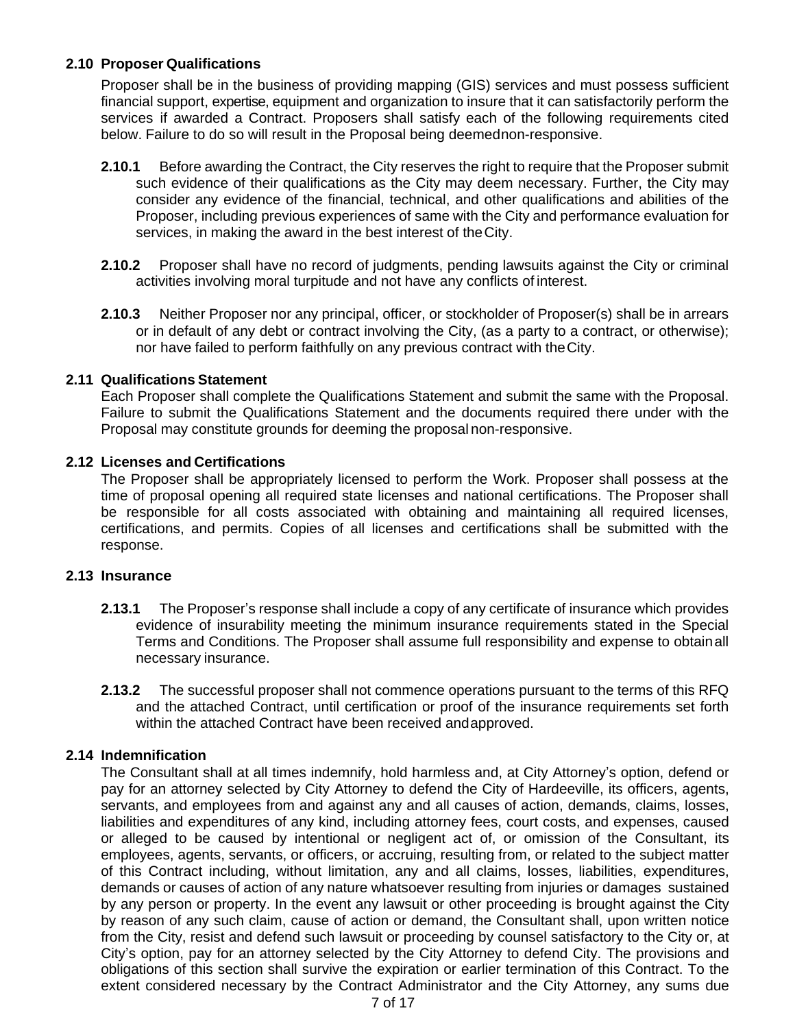### 2.10 Proposer Qualifications

Proposer shall be in the business of providing mapping (GIS) services and must possess sufficient financial support, expertise, equipment and organization to insure that it can satisfactorily perform the services if awarded a Contract. Proposers shall satisfy each of the following requirements cited below. Failure to do so will result in the Proposal being deemednon-responsive.

**2.10.1** Before awarding the Contract, the City reserves the right to require that the Proposer submit such evidence of their qualifications as the City may deem necessary. Further, the City may consider any evidence of the financial, technical, and other qualifications and abilities of the Proposer, including previous experiences of same with the City and performance evaluation for services, in making the award in the best interest of theCity.

**2.10.2** Proposer shall have no record of judgments, pending lawsuits against the City or criminal activities involving moral turpitude and not have any conflicts ofinterest.

**2.10.3** Neither Proposer nor any principal, officer, or stockholder of Proposer(s) shall be in arrears or in default of any debt or contract involving the City, (as a party to a contract, or otherwise); nor have failed to perform faithfully on any previous contract with theCity.

### 2.11 Qualifications Statement

Each Proposer shall complete the Qualifications Statement and submit the same with the Proposal. Failure to submit the Qualifications Statement and the documents required there under with the Proposal may constitute grounds for deeming the proposal non-responsive.

### 2.12 Licenses and Certifications

The Proposer shall be appropriately licensed to perform the Work. Proposer shall possess at the time of proposal opening all required state licenses and national certifications. The Proposer shall be responsible for all costs associated with obtaining and maintaining all required licenses, certifications, and permits. Copies of all licenses and certifications shall be submitted with the response.

### 2.13 Insurance

**2.13.1** The Proposer's response shall include a copy of any certificate of insurance which provides evidence of insurability meeting the minimum insurance requirements stated in the Special Terms and Conditions. The Proposer shall assume full responsibility and expense to obtainall necessary insurance.

**2.13.2** The successful proposer shall not commence operations pursuant to the terms of this RFQ and the attached Contract, until certification or proof of the insurance requirements set forth within the attached Contract have been received andapproved.

### 2.14 Indemnification

The Consultant shall at all times indemnify, hold harmless and, at City Attorney's option, defend or pay for an attorney selected by City Attorney to defend the City of Hardeeville, its officers, agents, servants, and employees from and against any and all causes of action, demands, claims, losses, liabilities and expenditures of any kind, including attorney fees, court costs, and expenses, caused or alleged to be caused by intentional or negligent act of, or omission of the Consultant, its employees, agents, servants, or officers, or accruing, resulting from, or related to the subject matter of this Contract including, without limitation, any and all claims, losses, liabilities, expenditures, demands or causes of action of any nature whatsoever resulting from injuries or damages sustained by any person or property. In the event any lawsuit or other proceeding is brought against the City by reason of any such claim, cause of action or demand, the Consultant shall, upon written notice from the City, resist and defend such lawsuit or proceeding by counsel satisfactory to the City or, at City's option, pay for an attorney selected by the City Attorney to defend City. The provisions and obligations of this section shall survive the expiration or earlier termination of this Contract. To the extent considered necessary by the Contract Administrator and the City Attorney, any sums due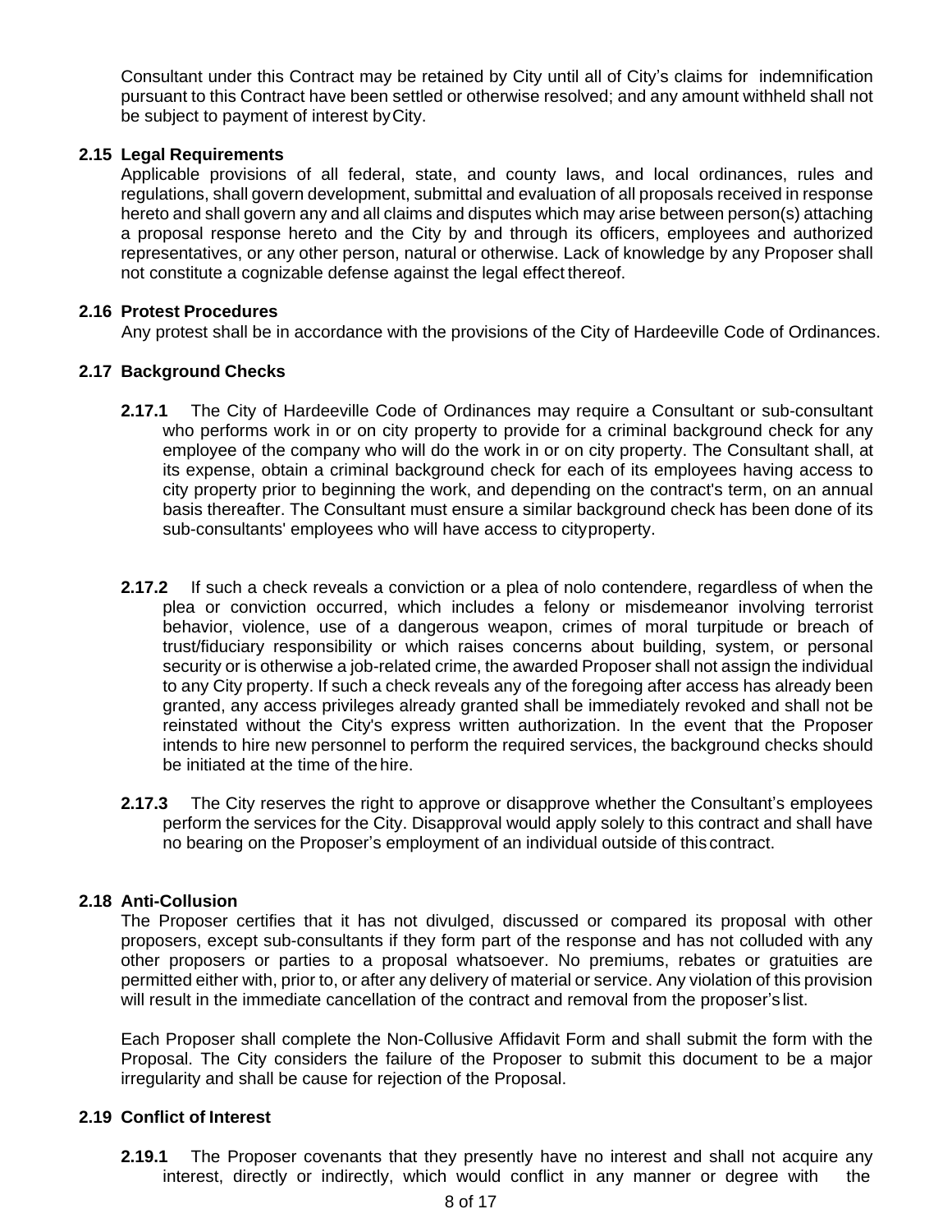Consultant under this Contract may be retained by City until all of City's claims for indemnification pursuant to this Contract have been settled or otherwise resolved; and any amount withheld shall not be subject to payment of interest by City.

### 2.15 Legal Requirements

Applicable provisions of all federal, state, and county laws, and local ordinances, rules and regulations, shall govern development, submittal and evaluation of all proposals received in response hereto and shall govern any and all claims and disputes which may arise between person(s) attaching a proposal response hereto and the City by and through its officers, employees and authorized representatives, or any other person, natural or otherwise. Lack of knowledge by any Proposer shall not constitute a cognizable defense against the legal effect thereof.

### 2.16 Protest Procedures

Any protest shall be in accordance with the provisions of the City of Hardeeville Code of Ordinances.

### 2.17 Background Checks

**2.17.1** The City of Hardeeville Code of Ordinances may require a Consultant or sub-consultant who performs work in or on city property to provide for a criminal background check for any employee of the company who will do the work in or on city property. The Consultant shall, at its expense, obtain a criminal background check for each of its employees having access to city property prior to beginning the work, and depending on the contract's term, on an annual basis thereafter. The Consultant must ensure a similar background check has been done of its sub-consultants' employees who will have access to city property.

**2.17.2** If such a check reveals a conviction or a plea of nolo contendere, regardless of when the plea or conviction occurred, which includes a felony or misdemeanor involving terrorist behavior, violence, use of a dangerous weapon, crimes of moral turpitude or breach of trust/fiduciary responsibility or which raises concerns about building, system, or personal security or is otherwise a job-related crime, the awarded Proposer shall not assign the individual to any City property. If such a check reveals any of the foregoing after access has already been granted, any access privileges already granted shall be immediately revoked and shall not be reinstated without the City's express written authorization. In the event that the Proposer intends to hire new personnel to perform the required services, the background checks should be initiated at the time of the hire.

**2.17.3** The City reserves the right to approve or disapprove whether the Consultant's employees perform the services for the City. Disapproval would apply solely to this contract and shall have no bearing on the Proposer's employment of an individual outside of this contract.

### 2.18 Anti-Collusion

The Proposer certifies that it has not divulged, discussed or compared its proposal with other proposers, except sub-consultants if they form part of the response and has not colluded with any other proposers or parties to a proposal whatsoever. No premiums, rebates or gratuities are permitted either with, prior to, or after any delivery of material or service. Any violation of this provision will result in the immediate cancellation of the contract and removal from the proposer's list.

Each Proposer shall complete the Non-Collusive Affidavit Form and shall submit the form with the Proposal. The City considers the failure of the Proposer to submit this document to be a major irregularity and shall be cause for rejection of the Proposal.

### 2.19 Conflict of Interest

**2.19.1** The Proposer covenants that they presently have no interest and shall not acquire any interest, directly or indirectly, which would conflict in any manner or degree with the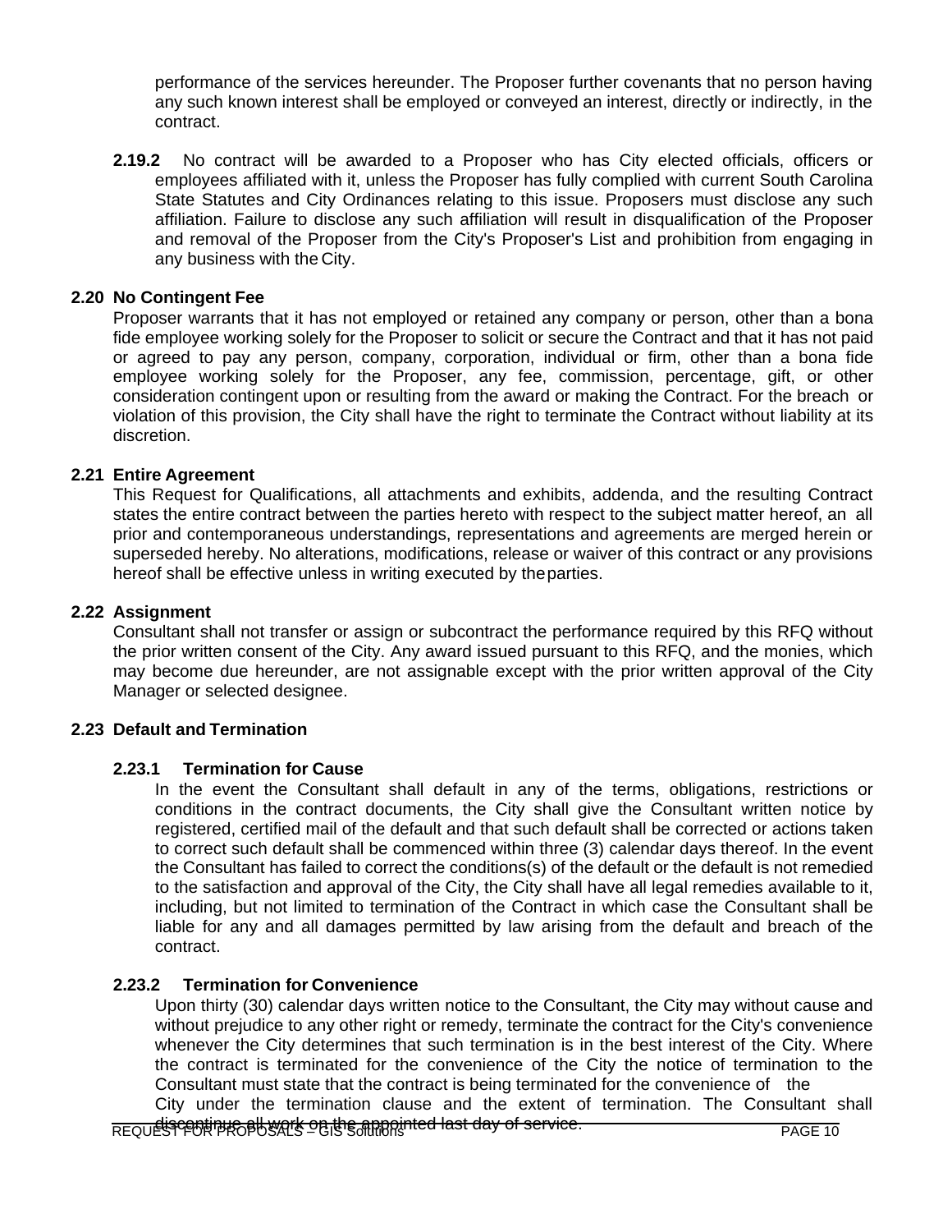performance of the services hereunder. The Proposer further covenants that no person having any such known interest shall be employed or conveyed an interest, directly or indirectly, in the contract.

**2.19.2** No contract will be awarded to a Proposer who has City elected officials, officers or employees affiliated with it, unless the Proposer has fully complied with current South Carolina State Statutes and City Ordinances relating to this issue. Proposers must disclose any such affiliation. Failure to disclose any such affiliation will result in disqualification of the Proposer and removal of the Proposer from the City's Proposer's List and prohibition from engaging in any business with the City.

### 2.20 No Contingent Fee

Proposer warrants that it has not employed or retained any company or person, other than a bona fide employee working solely for the Proposer to solicit or secure the Contract and that it has not paid or agreed to pay any person, company, corporation, individual or firm, other than a bona fide employee working solely for the Proposer, any fee, commission, percentage, gift, or other consideration contingent upon or resulting from the award or making the Contract. For the breach or violation of this provision, the City shall have the right to terminate the Contract without liability at its discretion.

### 2.21 Entire Agreement

This Request for Qualifications, all attachments and exhibits, addenda, and the resulting Contract states the entire contract between the parties hereto with respect to the subject matter hereof, an all prior and contemporaneous understandings, representations and agreements are merged herein or superseded hereby. No alterations, modifications, release or waiver of this contract or any provisions hereof shall be effective unless in writing executed by the parties.

### 2.22 Assignment

Consultant shall not transfer or assign or subcontract the performance required by this RFQ without the prior written consent of the City. Any award issued pursuant to this RFQ, and the monies, which may become due hereunder, are not assignable except with the prior written approval of the City Manager or selected designee.

### 2.23 Default and Termination

#### 2.23.1 Termination for Cause

In the event the Consultant shall default in any of the terms, obligations, restrictions or conditions in the contract documents, the City shall give the Consultant written notice by registered, certified mail of the default and that such default shall be corrected or actions taken to correct such default shall be commenced within three (3) calendar days thereof. In the event the Consultant has failed to correct the conditions(s) of the default or the default is not remedied to the satisfaction and approval of the City, the City shall have all legal remedies available to it, including, but not limited to termination of the Contract in which case the Consultant shall be liable for any and all damages permitted by law arising from the default and breach of the contract.

#### 2.23.2 Termination for Convenience

Upon thirty (30) calendar days written notice to the Consultant, the City may without cause and without prejudice to any other right or remedy, terminate the contract for the City's convenience whenever the City determines that such termination is in the best interest of the City. Where the contract is terminated for the convenience of the City the notice of termination to the Consultant must state that the contract is being terminated for the convenience of the City under the termination clause and the extent of termination. The Consultant shall discontinue all work on the appointed last day of service.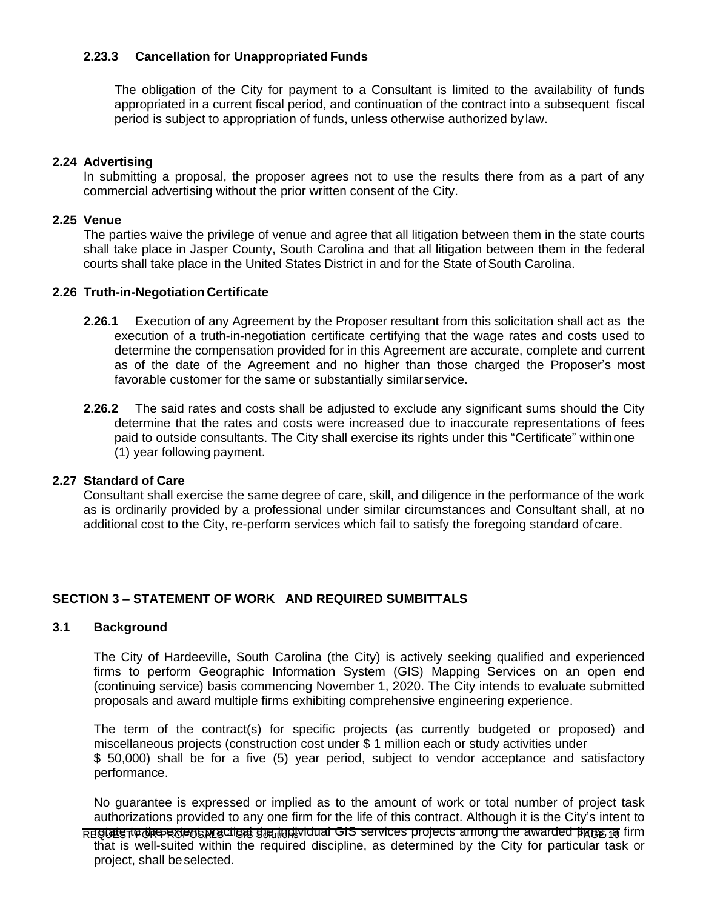#### 2.23.3 Cancellation for Unappropriated Funds

The obligation of the City for payment to a Consultant is limited to the availability of funds appropriated in a current fiscal period, and continuation of the contract into a subsequent fiscal period is subject to appropriation of funds, unless otherwise authorized by law.

### 2.24 Advertising

In submitting a proposal, the proposer agrees not to use the results there from as a part of any commercial advertising without the prior written consent of the City.

### 2.25 Venue

The parties waive the privilege of venue and agree that all litigation between them in the state courts shall take place in Jasper County, South Carolina and that all litigation between them in the federal courts shall take place in the United States District in and for the State of South Carolina.

### 2.26 Truth-in-Negotiation Certificate

**2.26.1** Execution of any Agreement by the Proposer resultant from this solicitation shall act as the execution of a truth-in-negotiation certificate certifying that the wage rates and costs used to determine the compensation provided for in this Agreement are accurate, complete and current as of the date of the Agreement and no higher than those charged the Proposer's most favorable customer for the same or substantially similar service.

**2.26.2** The said rates and costs shall be adjusted to exclude any significant sums should the City determine that the rates and costs were increased due to inaccurate representations of fees paid to outside consultants. The City shall exercise its rights under this "Certificate" within one (1) year following payment.

### 2.27 Standard of Care

Consultant shall exercise the same degree of care, skill, and diligence in the performance of the work as is ordinarily provided by a professional under similar circumstances and Consultant shall, at no additional cost to the City, re-perform services which fail to satisfy the foregoing standard of care.

## SECTION 3 – STATEMENT OF WORK AND REQUIRED SUMBITTALS

### 3.1 Background

The City of Hardeeville, South Carolina (the City) is actively seeking qualified and experienced firms to perform Geographic Information System (GIS) Mapping Services on an open end (continuing service) basis commencing November 1, 2020. The City intends to evaluate submitted proposals and award multiple firms exhibiting comprehensive engineering experience.

The term of the contract(s) for specific projects (as currently budgeted or proposed) and miscellaneous projects (construction cost under $ 1 million each or study activities under $ 50,000) shall be for a five (5) year period, subject to vendor acceptance and satisfactory performance.

No guarantee is expressed or implied as to the amount of work or total number of project task authorizations provided to any one firm for the life of this contract. Although it is the City's intent to rotate to the extent practical the individual GIS services projects among the awarded firms, a firm that is well-suited within the required discipline, as determined by the City for particular task or project, shall be selected.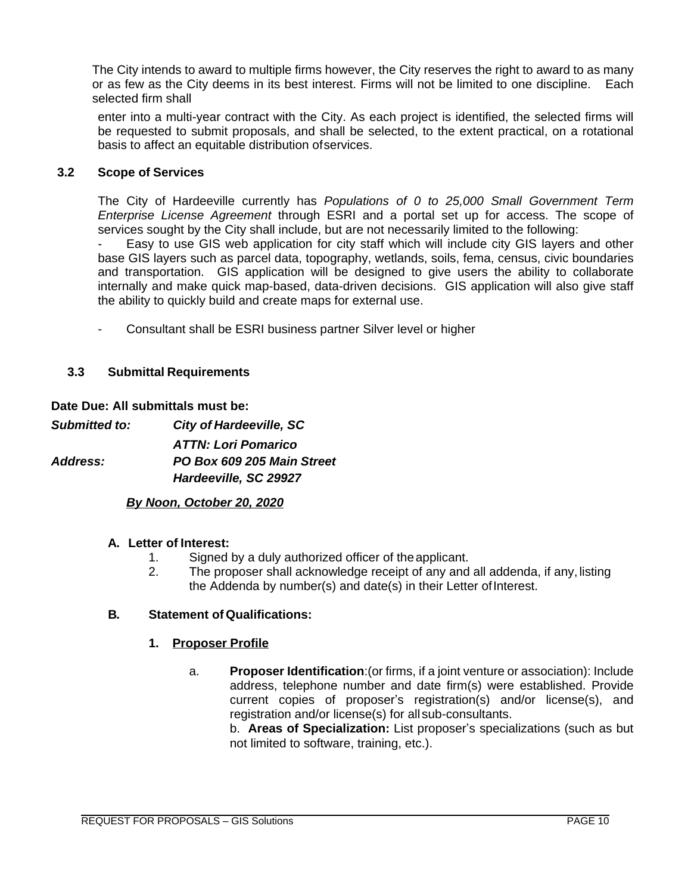The City intends to award to multiple firms however, the City reserves the right to award to as many or as few as the City deems in its best interest. Firms will not be limited to one discipline. Each selected firm shall

enter into a multi-year contract with the City. As each project is identified, the selected firms will be requested to submit proposals, and shall be selected, to the extent practical, on a rotational basis to affect an equitable distribution of services.

### 3.2 Scope of Services

The City of Hardeeville currently has *Populations of 0 to 25,000 Small Government Term Enterprise License Agreement* through ESRI and a portal set up for access. The scope of services sought by the City shall include, but are not necessarily limited to the following:

- Easy to use GIS web application for city staff which will include city GIS layers and other base GIS layers such as parcel data, topography, wetlands, soils, fema, census, civic boundaries and transportation. GIS application will be designed to give users the ability to collaborate internally and make quick map-based, data-driven decisions. GIS application will also give staff the ability to quickly build and create maps for external use.

- Consultant shall be ESRI business partner Silver level or higher

### 3.3 Submittal Requirements

**Date Due: All submittals must be:**

***Submitted to:*** ***City of Hardeeville, SC***
***ATTN: Lori Pomarico***
***Address:*** ***PO Box 609 205 Main Street***
***Hardeeville, SC 29927***

***By Noon, October 20, 2020***

**A. Letter of Interest:**

1. Signed by a duly authorized officer of the applicant.
2. The proposer shall acknowledge receipt of any and all addenda, if any, listing the Addenda by number(s) and date(s) in their Letter of Interest.

**B. Statement of Qualifications:**

**1. Proposer Profile**

a. **Proposer Identification**:(or firms, if a joint venture or association): Include address, telephone number and date firm(s) were established. Provide current copies of proposer's registration(s) and/or license(s), and registration and/or license(s) for all sub-consultants.

b. **Areas of Specialization:** List proposer's specializations (such as but not limited to software, training, etc.).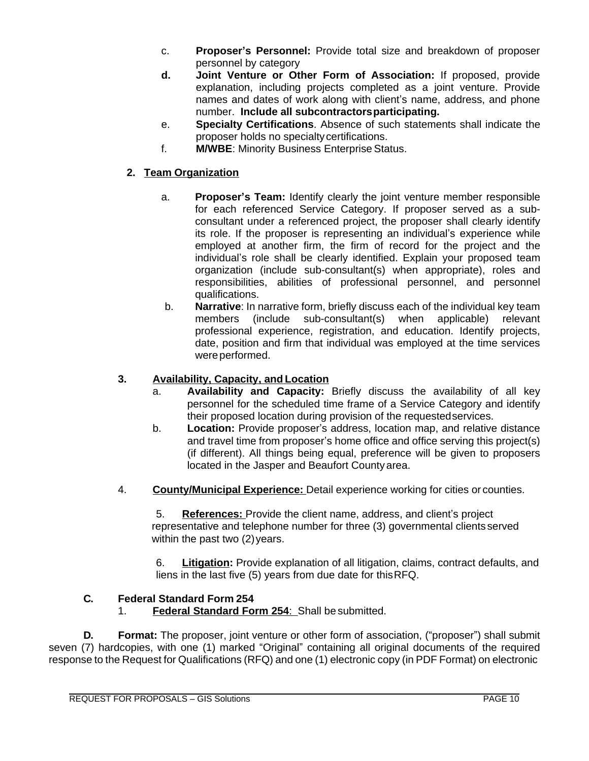c. **Proposer's Personnel:** Provide total size and breakdown of proposer personnel by category

**d.** **Joint Venture or Other Form of Association:** If proposed, provide explanation, including projects completed as a joint venture. Provide names and dates of work along with client's name, address, and phone number. **Include all subcontractors participating.**

e. **Specialty Certifications**. Absence of such statements shall indicate the proposer holds no specialty certifications.

f. **M/WBE**: Minority Business Enterprise Status.

**2. Team Organization**

a. **Proposer's Team:** Identify clearly the joint venture member responsible for each referenced Service Category. If proposer served as a sub-consultant under a referenced project, the proposer shall clearly identify its role. If the proposer is representing an individual's experience while employed at another firm, the firm of record for the project and the individual's role shall be clearly identified. Explain your proposed team organization (include sub-consultant(s) when appropriate), roles and responsibilities, abilities of professional personnel, and personnel qualifications.

b. **Narrative**: In narrative form, briefly discuss each of the individual key team members (include sub-consultant(s) when applicable) relevant professional experience, registration, and education. Identify projects, date, position and firm that individual was employed at the time services were performed.

**3. Availability, Capacity, and Location**

a. **Availability and Capacity:** Briefly discuss the availability of all key personnel for the scheduled time frame of a Service Category and identify their proposed location during provision of the requested services.

b. **Location:** Provide proposer's address, location map, and relative distance and travel time from proposer's home office and office serving this project(s) (if different). All things being equal, preference will be given to proposers located in the Jasper and Beaufort County area.

4. **County/Municipal Experience:** Detail experience working for cities or counties.

5. **References:** Provide the client name, address, and client's project representative and telephone number for three (3) governmental clients served within the past two (2) years.

6. **Litigation:** Provide explanation of all litigation, claims, contract defaults, and liens in the last five (5) years from due date for this RFQ.

**C. Federal Standard Form 254**

1. **Federal Standard Form 254**: Shall be submitted.

**D. Format:** The proposer, joint venture or other form of association, ("proposer") shall submit seven (7) hardcopies, with one (1) marked "Original" containing all original documents of the required response to the Request for Qualifications (RFQ) and one (1) electronic copy (in PDF Format) on electronic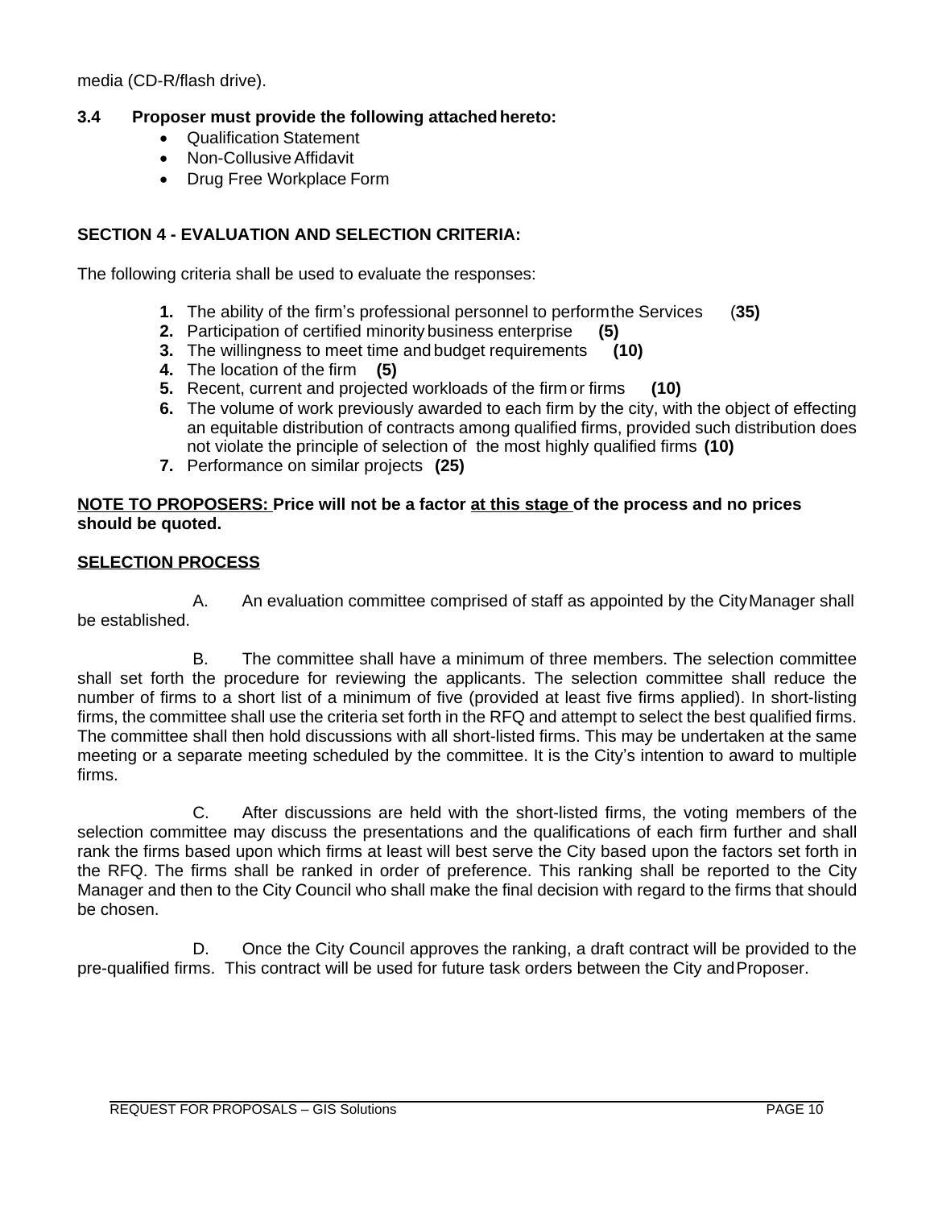media (CD-R/flash drive).

**3.4 Proposer must provide the following attached hereto:**

- Qualification Statement
- Non-Collusive Affidavit
- Drug Free Workplace Form

## SECTION 4 - EVALUATION AND SELECTION CRITERIA:

The following criteria shall be used to evaluate the responses:

1. The ability of the firm's professional personnel to perform the Services (**35)**
2. Participation of certified minority business enterprise **(5)**
3. The willingness to meet time and budget requirements **(10)**
4. The location of the firm **(5)**
5. Recent, current and projected workloads of the firm or firms **(10)**
6. The volume of work previously awarded to each firm by the city, with the object of effecting an equitable distribution of contracts among qualified firms, provided such distribution does not violate the principle of selection of the most highly qualified firms **(10)**
7. Performance on similar projects **(25)**

**<u>NOTE TO PROPOSERS:</u> Price will not be a factor <u>at this stage</u> of the process and no prices should be quoted.**

**<u>SELECTION PROCESS</u>**

A. An evaluation committee comprised of staff as appointed by the City Manager shall be established.

B. The committee shall have a minimum of three members. The selection committee shall set forth the procedure for reviewing the applicants. The selection committee shall reduce the number of firms to a short list of a minimum of five (provided at least five firms applied). In short-listing firms, the committee shall use the criteria set forth in the RFQ and attempt to select the best qualified firms. The committee shall then hold discussions with all short-listed firms. This may be undertaken at the same meeting or a separate meeting scheduled by the committee. It is the City's intention to award to multiple firms.

C. After discussions are held with the short-listed firms, the voting members of the selection committee may discuss the presentations and the qualifications of each firm further and shall rank the firms based upon which firms at least will best serve the City based upon the factors set forth in the RFQ. The firms shall be ranked in order of preference. This ranking shall be reported to the City Manager and then to the City Council who shall make the final decision with regard to the firms that should be chosen.

D. Once the City Council approves the ranking, a draft contract will be provided to the pre-qualified firms. This contract will be used for future task orders between the City and Proposer.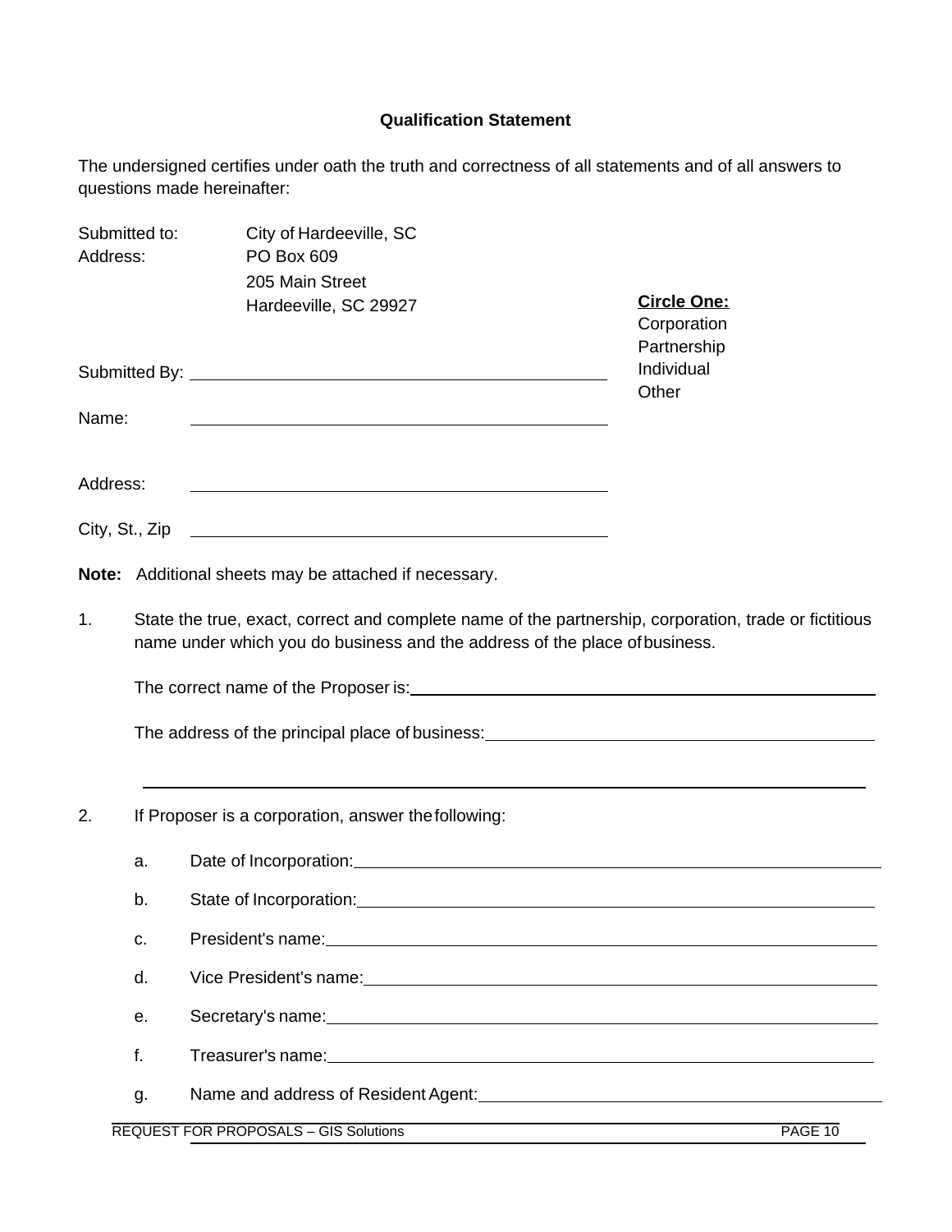## Qualification Statement

The undersigned certifies under oath the truth and correctness of all statements and of all answers to questions made hereinafter:

Submitted to: City of Hardeeville, SC
Address: PO Box 609
205 Main Street
Hardeeville, SC 29927

**Circle One:**
Corporation
Partnership
Individual
Other

Submitted By: ______________________________

Name: ______________________________

Address: ______________________________

City, St., Zip ______________________________

**Note:** Additional sheets may be attached if necessary.

1. State the true, exact, correct and complete name of the partnership, corporation, trade or fictitious name under which you do business and the address of the place of business.

   The correct name of the Proposer is: ______________________________

   The address of the principal place of business: ______________________________

   ______________________________

2. If Proposer is a corporation, answer the following:

   a. Date of Incorporation: ______________________________

   b. State of Incorporation: ______________________________

   c. President's name: ______________________________

   d. Vice President's name: ______________________________

   e. Secretary's name: ______________________________

   f. Treasurer's name: ______________________________

   g. Name and address of Resident Agent: ______________________________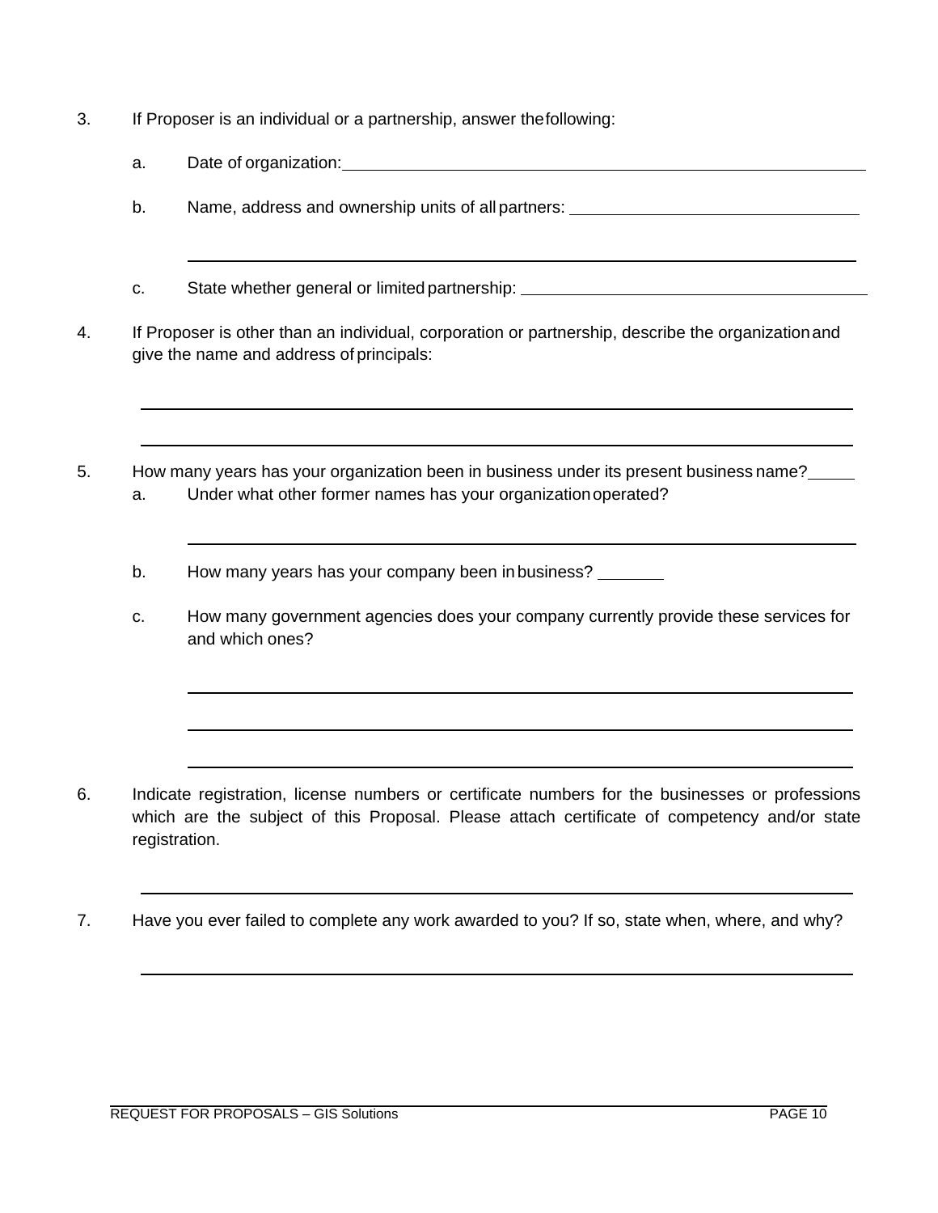3. If Proposer is an individual or a partnership, answer the following:

   a. Date of organization: ______________________________________________

   b. Name, address and ownership units of all partners: ______________________________

      ______________________________________________________________________

   c. State whether general or limited partnership: ______________________________

4. If Proposer is other than an individual, corporation or partnership, describe the organization and give the name and address of principals:

   ______________________________________________________________________

   ______________________________________________________________________

5. How many years has your organization been in business under its present business name? _____

   a. Under what other former names has your organization operated?

      ______________________________________________________________________

   b. How many years has your company been in business? _______

   c. How many government agencies does your company currently provide these services for and which ones?

      ______________________________________________________________________

      ______________________________________________________________________

      ______________________________________________________________________

6. Indicate registration, license numbers or certificate numbers for the businesses or professions which are the subject of this Proposal. Please attach certificate of competency and/or state registration.

   ______________________________________________________________________

7. Have you ever failed to complete any work awarded to you? If so, state when, where, and why?

   ______________________________________________________________________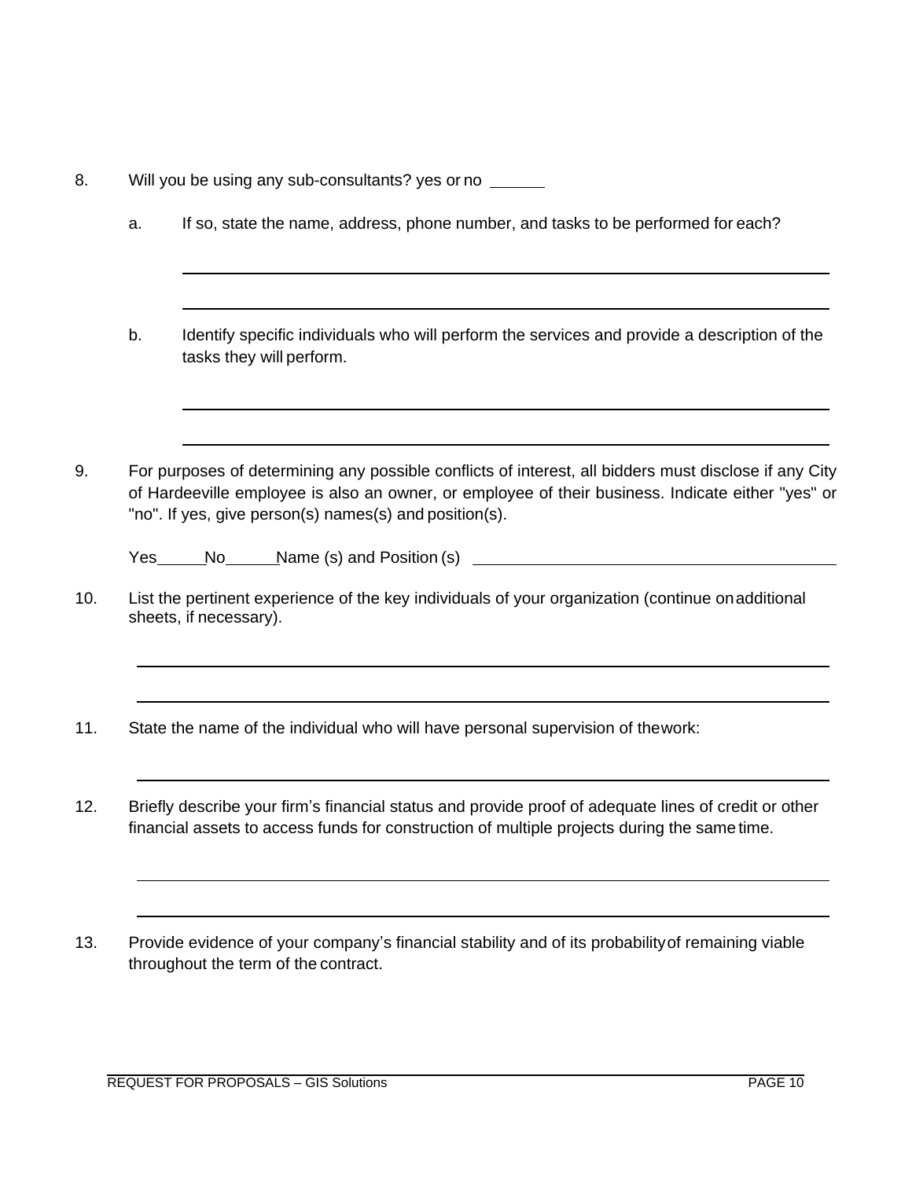8. Will you be using any sub-consultants? yes or no ______

   a. If so, state the name, address, phone number, and tasks to be performed for each?

   ____________________________________________________________

   ____________________________________________________________

   b. Identify specific individuals who will perform the services and provide a description of the tasks they will perform.

   ____________________________________________________________

   ____________________________________________________________

9. For purposes of determining any possible conflicts of interest, all bidders must disclose if any City of Hardeeville employee is also an owner, or employee of their business. Indicate either "yes" or "no". If yes, give person(s) names(s) and position(s).

   Yes_____No______Name (s) and Position (s) ________________________________________

10. List the pertinent experience of the key individuals of your organization (continue on additional sheets, if necessary).

    ____________________________________________________________

    ____________________________________________________________

11. State the name of the individual who will have personal supervision of the work:

    ____________________________________________________________

12. Briefly describe your firm's financial status and provide proof of adequate lines of credit or other financial assets to access funds for construction of multiple projects during the same time.

    ____________________________________________________________

    ____________________________________________________________

13. Provide evidence of your company's financial stability and of its probability of remaining viable throughout the term of the contract.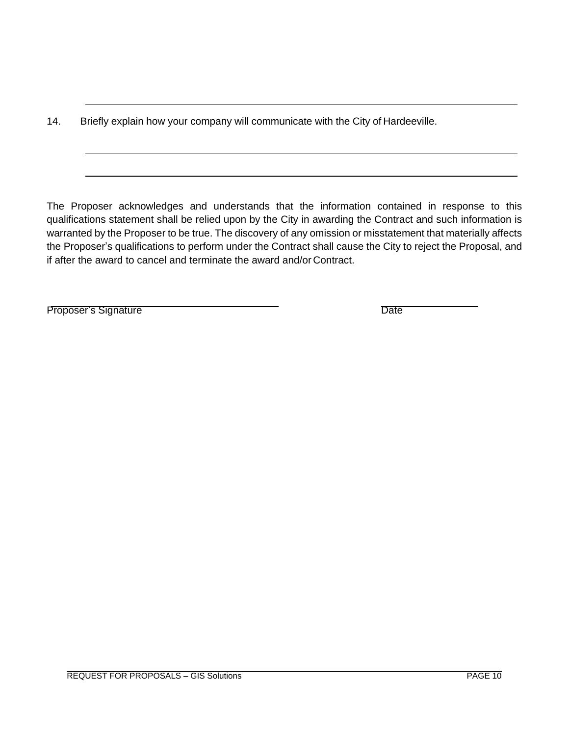14. Briefly explain how your company will communicate with the City of Hardeeville.

\_\_\_\_\_\_\_\_\_\_\_\_\_\_\_\_\_\_\_\_\_\_\_\_\_\_\_\_\_\_\_\_\_\_\_\_\_\_\_\_\_\_\_\_\_\_\_\_\_\_\_\_\_\_\_\_\_\_\_\_\_\_\_\_\_\_\_\_\_\_

\_\_\_\_\_\_\_\_\_\_\_\_\_\_\_\_\_\_\_\_\_\_\_\_\_\_\_\_\_\_\_\_\_\_\_\_\_\_\_\_\_\_\_\_\_\_\_\_\_\_\_\_\_\_\_\_\_\_\_\_\_\_\_\_\_\_\_\_\_\_

The Proposer acknowledges and understands that the information contained in response to this qualifications statement shall be relied upon by the City in awarding the Contract and such information is warranted by the Proposer to be true. The discovery of any omission or misstatement that materially affects the Proposer's qualifications to perform under the Contract shall cause the City to reject the Proposal, and if after the award to cancel and terminate the award and/or Contract.

Proposer's Signature \_\_\_\_\_\_\_\_\_\_\_\_\_\_\_\_\_\_\_\_\_\_\_\_\_\_\_\_ Date \_\_\_\_\_\_\_\_\_\_\_\_\_\_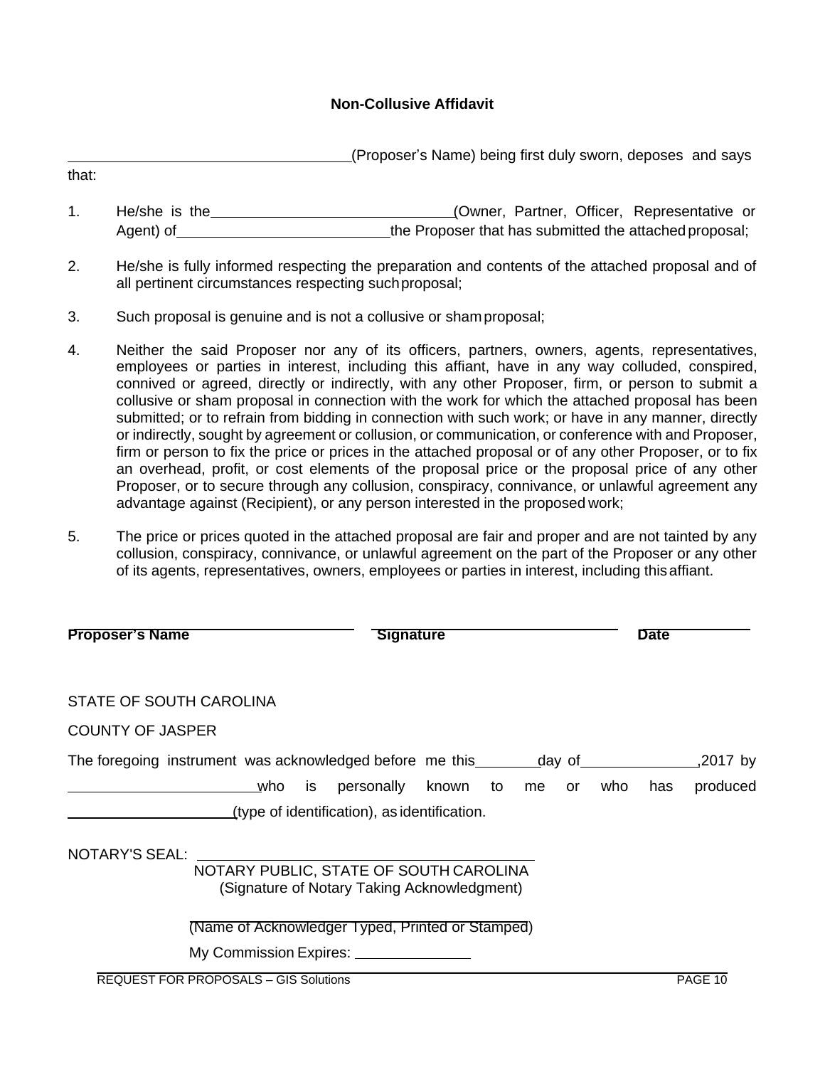# Non-Collusive Affidavit

\_\_\_\_\_\_\_\_\_\_\_\_\_\_\_\_\_\_\_\_\_\_\_\_\_\_\_\_\_\_\_\_\_\_\_(Proposer's Name) being first duly sworn, deposes and says that:

1. He/she is the \_\_\_\_\_\_\_\_\_\_\_\_\_\_\_\_\_\_\_\_\_\_\_\_\_\_\_\_\_\_(Owner, Partner, Officer, Representative or Agent) of \_\_\_\_\_\_\_\_\_\_\_\_\_\_\_\_\_\_\_\_\_\_\_\_\_\_\_the Proposer that has submitted the attached proposal;

2. He/she is fully informed respecting the preparation and contents of the attached proposal and of all pertinent circumstances respecting such proposal;

3. Such proposal is genuine and is not a collusive or sham proposal;

4. Neither the said Proposer nor any of its officers, partners, owners, agents, representatives, employees or parties in interest, including this affiant, have in any way colluded, conspired, connived or agreed, directly or indirectly, with any other Proposer, firm, or person to submit a collusive or sham proposal in connection with the work for which the attached proposal has been submitted; or to refrain from bidding in connection with such work; or have in any manner, directly or indirectly, sought by agreement or collusion, or communication, or conference with and Proposer, firm or person to fix the price or prices in the attached proposal or of any other Proposer, or to fix an overhead, profit, or cost elements of the proposal price or the proposal price of any other Proposer, or to secure through any collusion, conspiracy, connivance, or unlawful agreement any advantage against (Recipient), or any person interested in the proposed work;

5. The price or prices quoted in the attached proposal are fair and proper and are not tainted by any collusion, conspiracy, connivance, or unlawful agreement on the part of the Proposer or any other of its agents, representatives, owners, employees or parties in interest, including this affiant.

\_\_\_\_\_\_\_\_\_\_\_\_\_\_\_\_\_\_\_\_\_\_\_\_\_\_\_\_\_\_ \_\_\_\_\_\_\_\_\_\_\_\_\_\_\_\_\_\_\_\_\_\_\_\_\_\_\_\_\_\_ \_\_\_\_\_\_\_\_\_\_\_\_

**Proposer's Name** **Signature** **Date**

STATE OF SOUTH CAROLINA

COUNTY OF JASPER

The foregoing instrument was acknowledged before me this\_\_\_\_\_\_\_\_day of\_\_\_\_\_\_\_\_\_\_\_\_\_\_\_,2017 by \_\_\_\_\_\_\_\_\_\_\_\_\_\_\_\_\_\_\_\_\_\_\_\_who is personally known to me or who has produced \_\_\_\_\_\_\_\_\_\_\_\_\_\_\_\_\_\_\_\_\_(type of identification), as identification.

NOTARY'S SEAL: \_\_\_\_\_\_\_\_\_\_\_\_\_\_\_\_\_\_\_\_\_\_\_\_\_\_\_\_\_\_\_\_\_\_\_\_\_\_\_\_\_\_\_\_
NOTARY PUBLIC, STATE OF SOUTH CAROLINA
(Signature of Notary Taking Acknowledgment)

\_\_\_\_\_\_\_\_\_\_\_\_\_\_\_\_\_\_\_\_\_\_\_\_\_\_\_\_\_\_\_\_\_\_\_\_\_\_\_\_\_\_\_\_
(Name of Acknowledger Typed, Printed or Stamped)

My Commission Expires: \_\_\_\_\_\_\_\_\_\_\_\_\_\_\_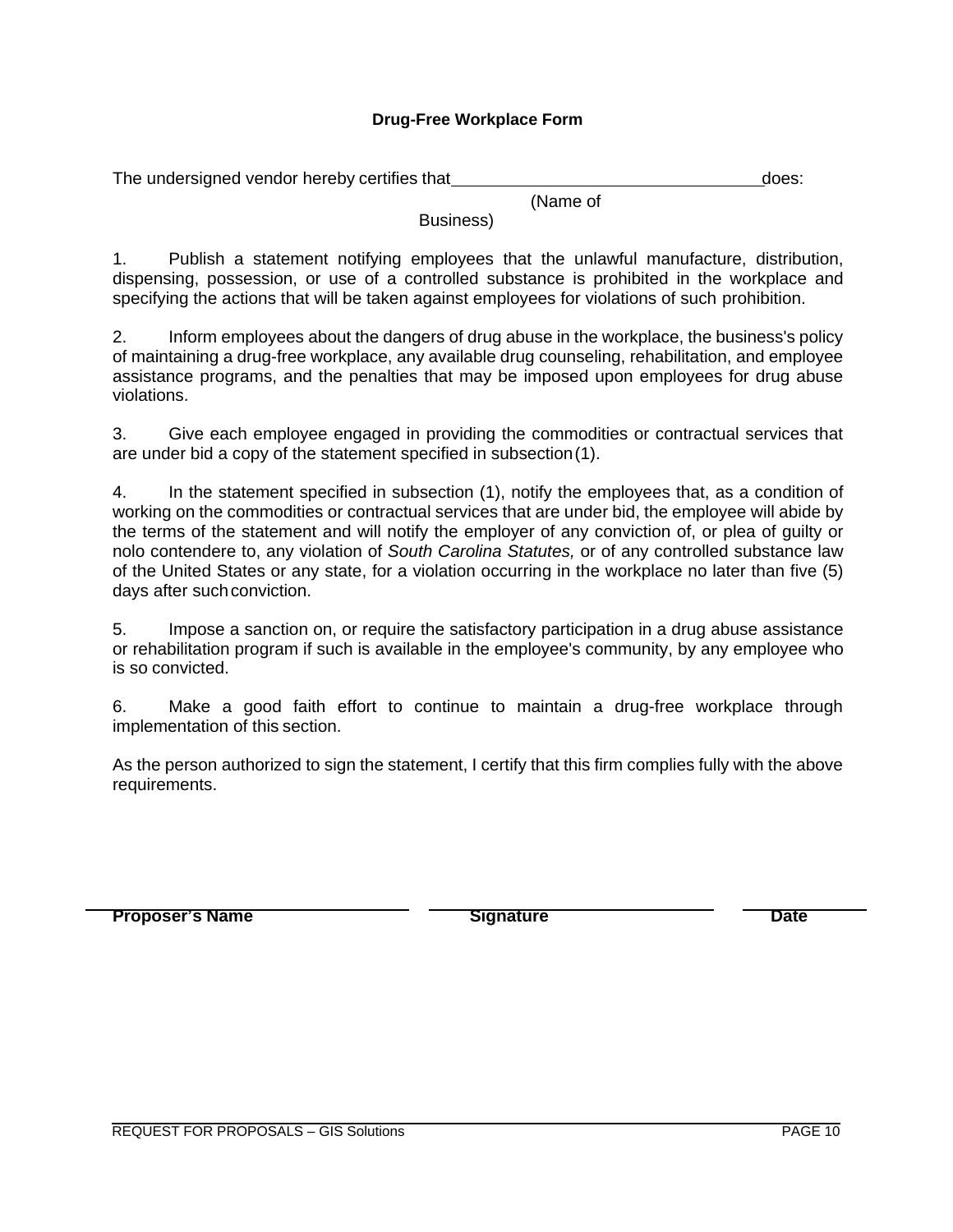**Drug-Free Workplace Form**

The undersigned vendor hereby certifies that\_\_\_\_\_\_\_\_\_\_\_\_\_\_\_\_\_\_\_\_\_\_\_\_\_\_\_\_\_\_\_\_\_\_does:
(Name of Business)

1. Publish a statement notifying employees that the unlawful manufacture, distribution, dispensing, possession, or use of a controlled substance is prohibited in the workplace and specifying the actions that will be taken against employees for violations of such prohibition.

2. Inform employees about the dangers of drug abuse in the workplace, the business's policy of maintaining a drug-free workplace, any available drug counseling, rehabilitation, and employee assistance programs, and the penalties that may be imposed upon employees for drug abuse violations.

3. Give each employee engaged in providing the commodities or contractual services that are under bid a copy of the statement specified in subsection (1).

4. In the statement specified in subsection (1), notify the employees that, as a condition of working on the commodities or contractual services that are under bid, the employee will abide by the terms of the statement and will notify the employer of any conviction of, or plea of guilty or nolo contendere to, any violation of *South Carolina Statutes,* or of any controlled substance law of the United States or any state, for a violation occurring in the workplace no later than five (5) days after such conviction.

5. Impose a sanction on, or require the satisfactory participation in a drug abuse assistance or rehabilitation program if such is available in the employee's community, by any employee who is so convicted.

6. Make a good faith effort to continue to maintain a drug-free workplace through implementation of this section.

As the person authorized to sign the statement, I certify that this firm complies fully with the above requirements.

\_\_\_\_\_\_\_\_\_\_\_\_\_\_\_\_\_\_\_\_\_\_\_\_\_\_\_\_ \_\_\_\_\_\_\_\_\_\_\_\_\_\_\_\_\_\_\_\_\_\_\_\_\_\_\_\_ \_\_\_\_\_\_\_\_\_\_\_\_
**Proposer's Name** **Signature** **Date**